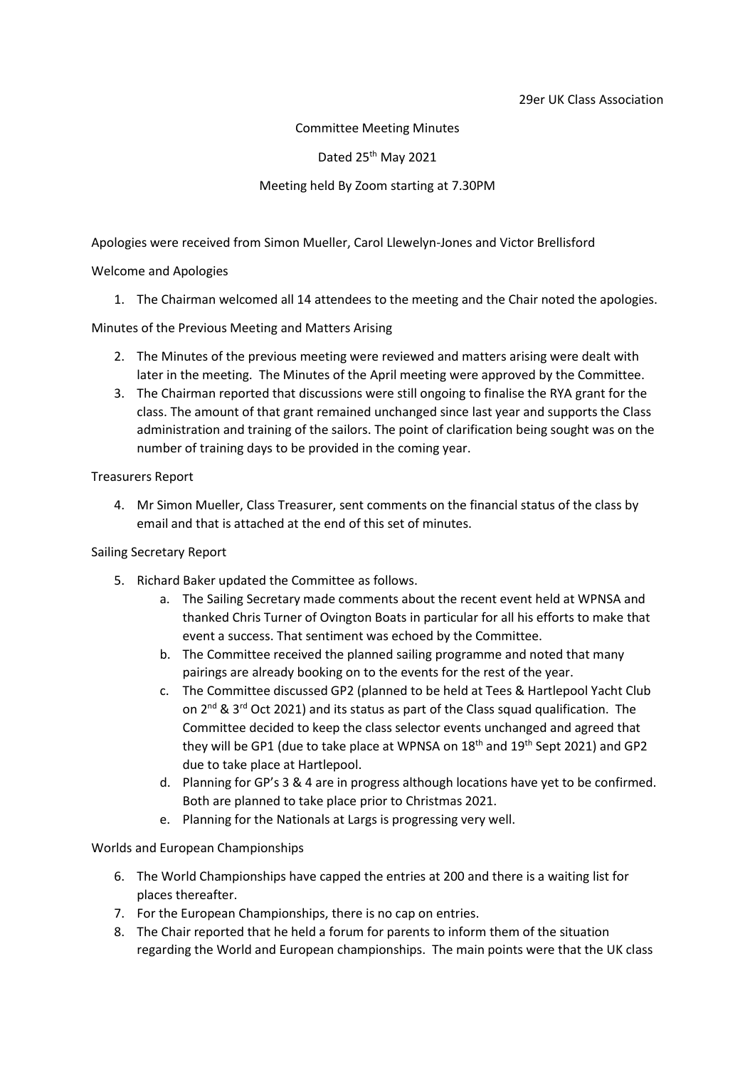29er UK Class Association

Committee Meeting Minutes

Dated 25th May 2021

Meeting held By Zoom starting at 7.30PM

Apologies were received from Simon Mueller, Carol Llewelyn-Jones and Victor Brellisford

Welcome and Apologies

1. The Chairman welcomed all 14 attendees to the meeting and the Chair noted the apologies.

Minutes of the Previous Meeting and Matters Arising

2. The Minutes of the previous meeting were reviewed and matters arising were dealt with later in the meeting. The Minutes of the April meeting were approved by the Committee.
3. The Chairman reported that discussions were still ongoing to finalise the RYA grant for the class. The amount of that grant remained unchanged since last year and supports the Class administration and training of the sailors. The point of clarification being sought was on the number of training days to be provided in the coming year.

Treasurers Report

4. Mr Simon Mueller, Class Treasurer, sent comments on the financial status of the class by email and that is attached at the end of this set of minutes.

Sailing Secretary Report

5. Richard Baker updated the Committee as follows.
   a. The Sailing Secretary made comments about the recent event held at WPNSA and thanked Chris Turner of Ovington Boats in particular for all his efforts to make that event a success. That sentiment was echoed by the Committee.
   b. The Committee received the planned sailing programme and noted that many pairings are already booking on to the events for the rest of the year.
   c. The Committee discussed GP2 (planned to be held at Tees & Hartlepool Yacht Club on 2nd & 3rd Oct 2021) and its status as part of the Class squad qualification. The Committee decided to keep the class selector events unchanged and agreed that they will be GP1 (due to take place at WPNSA on 18th and 19th Sept 2021) and GP2 due to take place at Hartlepool.
   d. Planning for GP's 3 & 4 are in progress although locations have yet to be confirmed. Both are planned to take place prior to Christmas 2021.
   e. Planning for the Nationals at Largs is progressing very well.

Worlds and European Championships

6. The World Championships have capped the entries at 200 and there is a waiting list for places thereafter.
7. For the European Championships, there is no cap on entries.
8. The Chair reported that he held a forum for parents to inform them of the situation regarding the World and European championships. The main points were that the UK class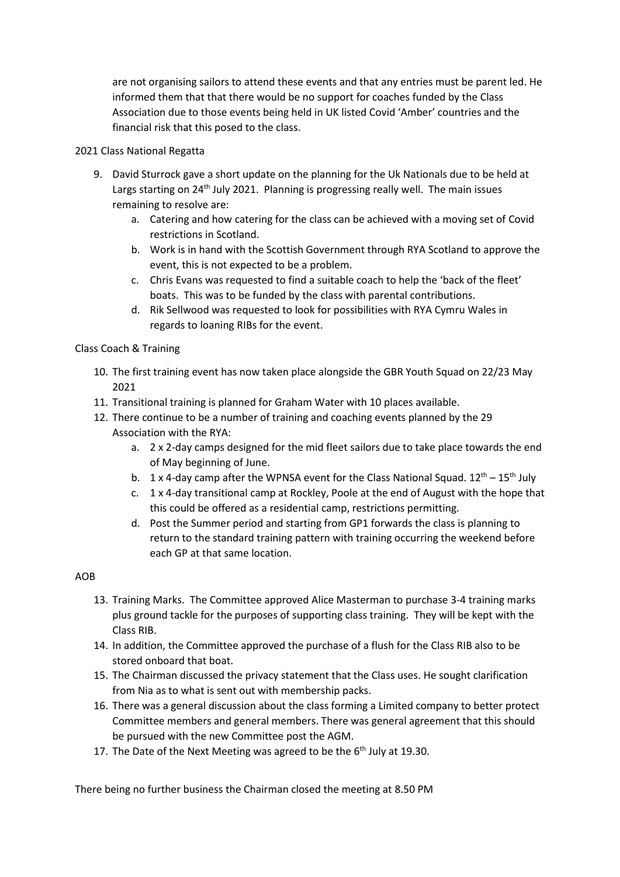are not organising sailors to attend these events and that any entries must be parent led. He informed them that that there would be no support for coaches funded by the Class Association due to those events being held in UK listed Covid 'Amber' countries and the financial risk that this posed to the class.

2021 Class National Regatta

9. David Sturrock gave a short update on the planning for the Uk Nationals due to be held at Largs starting on 24th July 2021. Planning is progressing really well. The main issues remaining to resolve are:
    a. Catering and how catering for the class can be achieved with a moving set of Covid restrictions in Scotland.
    b. Work is in hand with the Scottish Government through RYA Scotland to approve the event, this is not expected to be a problem.
    c. Chris Evans was requested to find a suitable coach to help the 'back of the fleet' boats. This was to be funded by the class with parental contributions.
    d. Rik Sellwood was requested to look for possibilities with RYA Cymru Wales in regards to loaning RIBs for the event.

Class Coach & Training

10. The first training event has now taken place alongside the GBR Youth Squad on 22/23 May 2021
11. Transitional training is planned for Graham Water with 10 places available.
12. There continue to be a number of training and coaching events planned by the 29 Association with the RYA:
    a. 2 x 2-day camps designed for the mid fleet sailors due to take place towards the end of May beginning of June.
    b. 1 x 4-day camp after the WPNSA event for the Class National Squad. 12th – 15th July
    c. 1 x 4-day transitional camp at Rockley, Poole at the end of August with the hope that this could be offered as a residential camp, restrictions permitting.
    d. Post the Summer period and starting from GP1 forwards the class is planning to return to the standard training pattern with training occurring the weekend before each GP at that same location.

AOB

13. Training Marks. The Committee approved Alice Masterman to purchase 3-4 training marks plus ground tackle for the purposes of supporting class training. They will be kept with the Class RIB.
14. In addition, the Committee approved the purchase of a flush for the Class RIB also to be stored onboard that boat.
15. The Chairman discussed the privacy statement that the Class uses. He sought clarification from Nia as to what is sent out with membership packs.
16. There was a general discussion about the class forming a Limited company to better protect Committee members and general members. There was general agreement that this should be pursued with the new Committee post the AGM.
17. The Date of the Next Meeting was agreed to be the 6th July at 19.30.

There being no further business the Chairman closed the meeting at 8.50 PM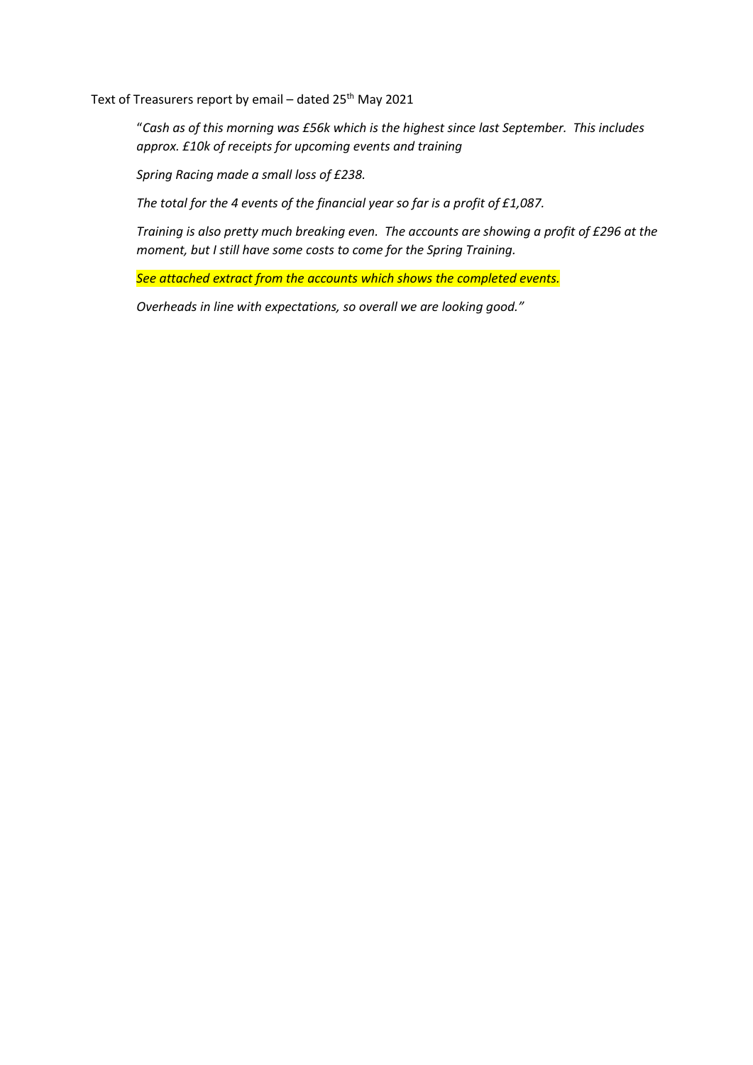Text of Treasurers report by email – dated 25th May 2021

> "*Cash as of this morning was £56k which is the highest since last September. This includes approx. £10k of receipts for upcoming events and training*
>
> *Spring Racing made a small loss of £238.*
>
> *The total for the 4 events of the financial year so far is a profit of £1,087.*
>
> *Training is also pretty much breaking even. The accounts are showing a profit of £296 at the moment, but I still have some costs to come for the Spring Training.*
>
> *See attached extract from the accounts which shows the completed events.*
>
> *Overheads in line with expectations, so overall we are looking good."*